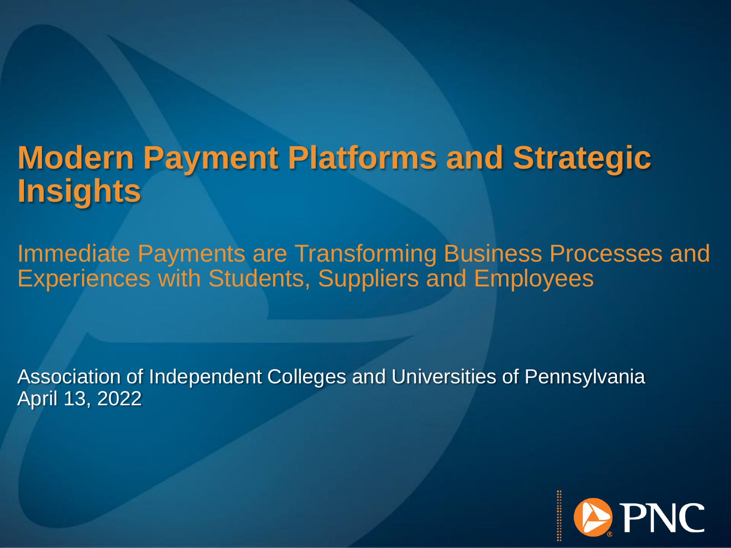# Modern Payment Platforms and Strategic Insights

Immediate Payments are Transforming Business Processes and Experiences with Students, Suppliers and Employees

Association of Independent Colleges and Universities of Pennsylvania
April 13, 2022

PNC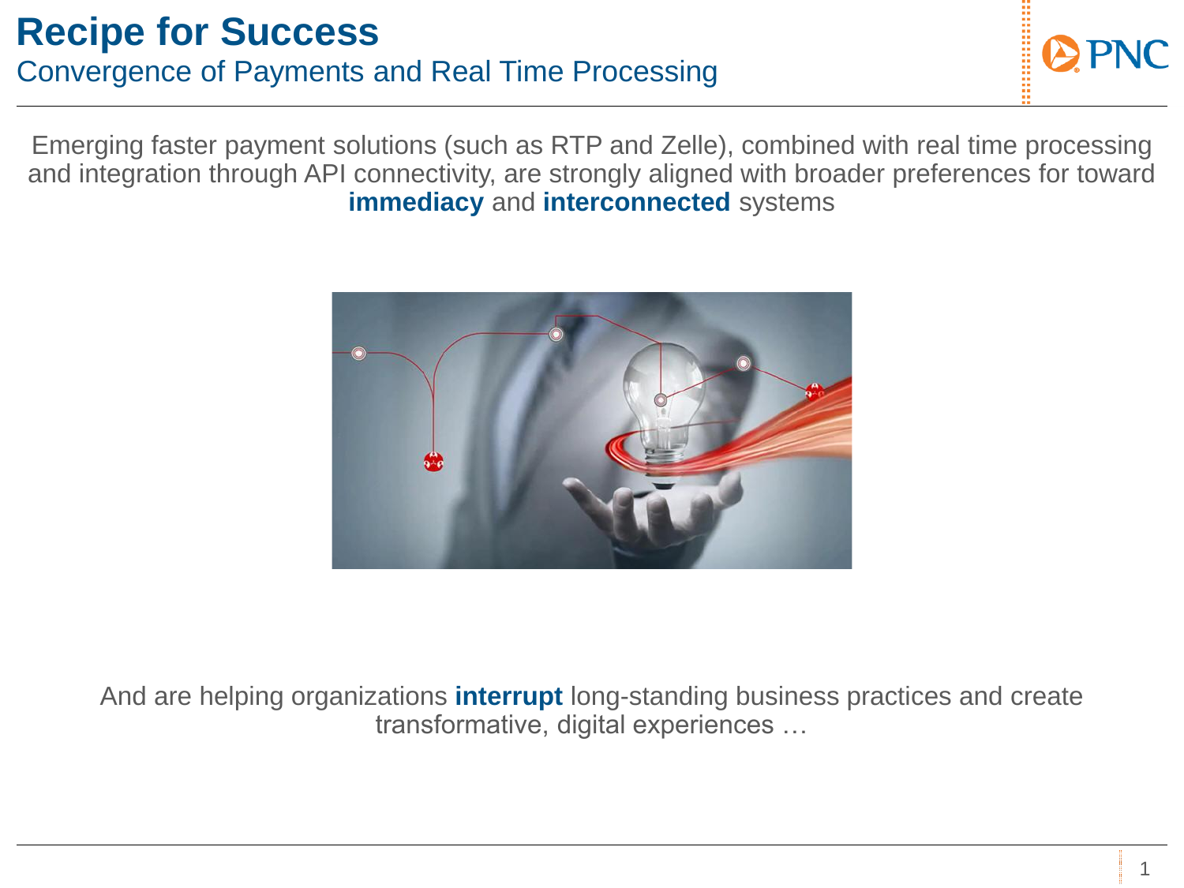# Recipe for Success

## Convergence of Payments and Real Time Processing

Emerging faster payment solutions (such as RTP and Zelle), combined with real time processing and integration through API connectivity, are strongly aligned with broader preferences for toward **immediacy** and **interconnected** systems

And are helping organizations **interrupt** long-standing business practices and create transformative, digital experiences …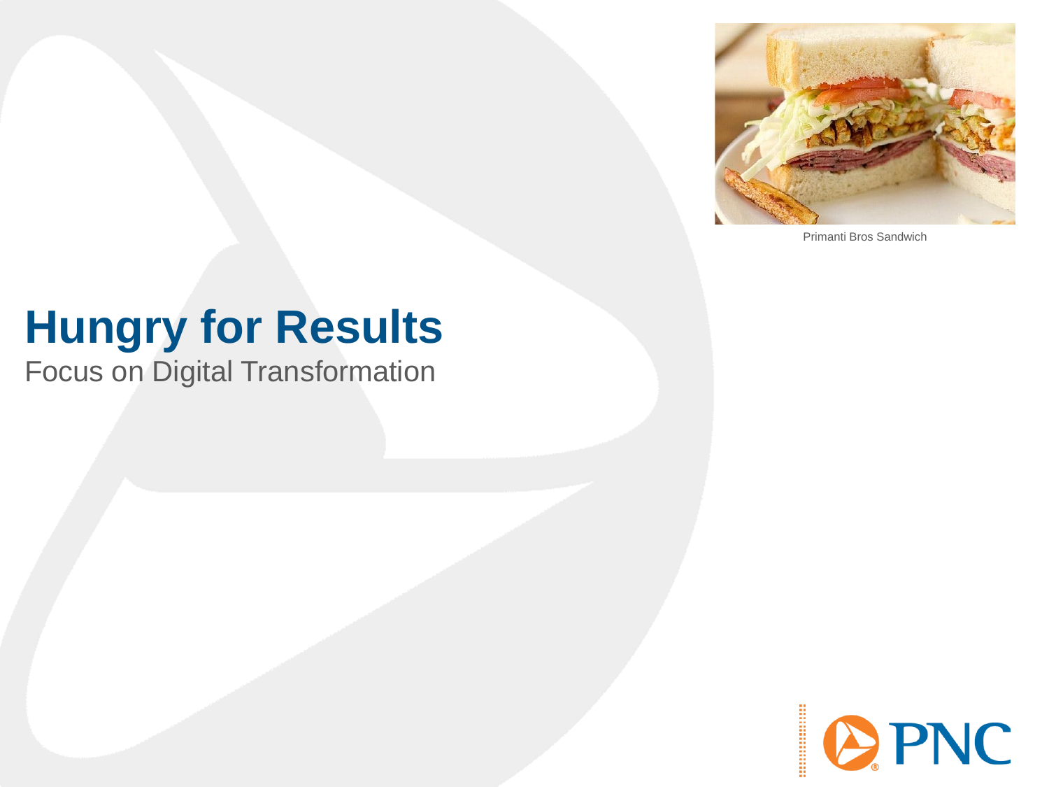Primanti Bros Sandwich

# Hungry for Results

Focus on Digital Transformation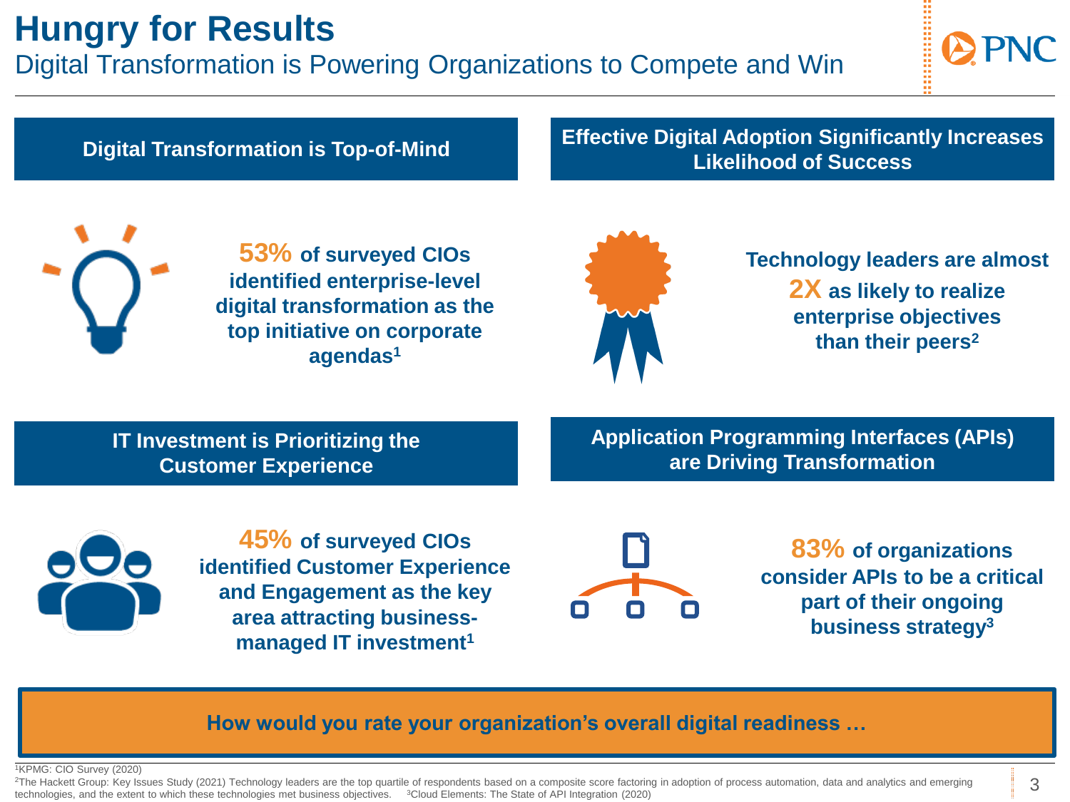# Hungry for Results

## Digital Transformation is Powering Organizations to Compete and Win

### Digital Transformation is Top-of-Mind

**53% of surveyed CIOs identified enterprise-level digital transformation as the top initiative on corporate agendas[1]**

### Effective Digital Adoption Significantly Increases Likelihood of Success

**Technology leaders are almost 2X as likely to realize enterprise objectives than their peers[2]**

### IT Investment is Prioritizing the Customer Experience

**45% of surveyed CIOs identified Customer Experience and Engagement as the key area attracting business-managed IT investment[1]**

### Application Programming Interfaces (APIs) are Driving Transformation

**83% of organizations consider APIs to be a critical part of their ongoing business strategy[3]**

**How would you rate your organization's overall digital readiness …**

[1]KPMG: CIO Survey (2020)

[2]The Hackett Group: Key Issues Study (2021) Technology leaders are the top quartile of respondents based on a composite score factoring in adoption of process automation, data and analytics and emerging technologies, and the extent to which these technologies met business objectives. [3]Cloud Elements: The State of API Integration (2020)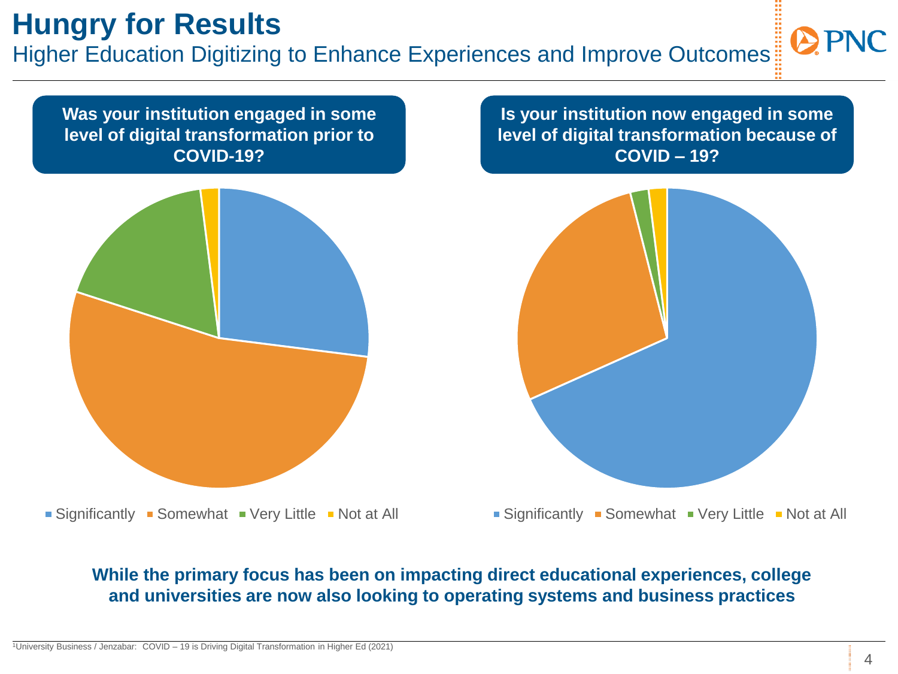# Hungry for Results

## Higher Education Digitizing to Enhance Experiences and Improve Outcomes

**Was your institution engaged in some level of digital transformation prior to COVID-19?**

Significantly · Somewhat · Very Little · Not at All

**Is your institution now engaged in some level of digital transformation because of COVID – 19?**

Significantly · Somewhat · Very Little · Not at All

**While the primary focus has been on impacting direct educational experiences, college and universities are now also looking to operating systems and business practices**

[1]University Business / Jenzabar: COVID – 19 is Driving Digital Transformation in Higher Ed (2021)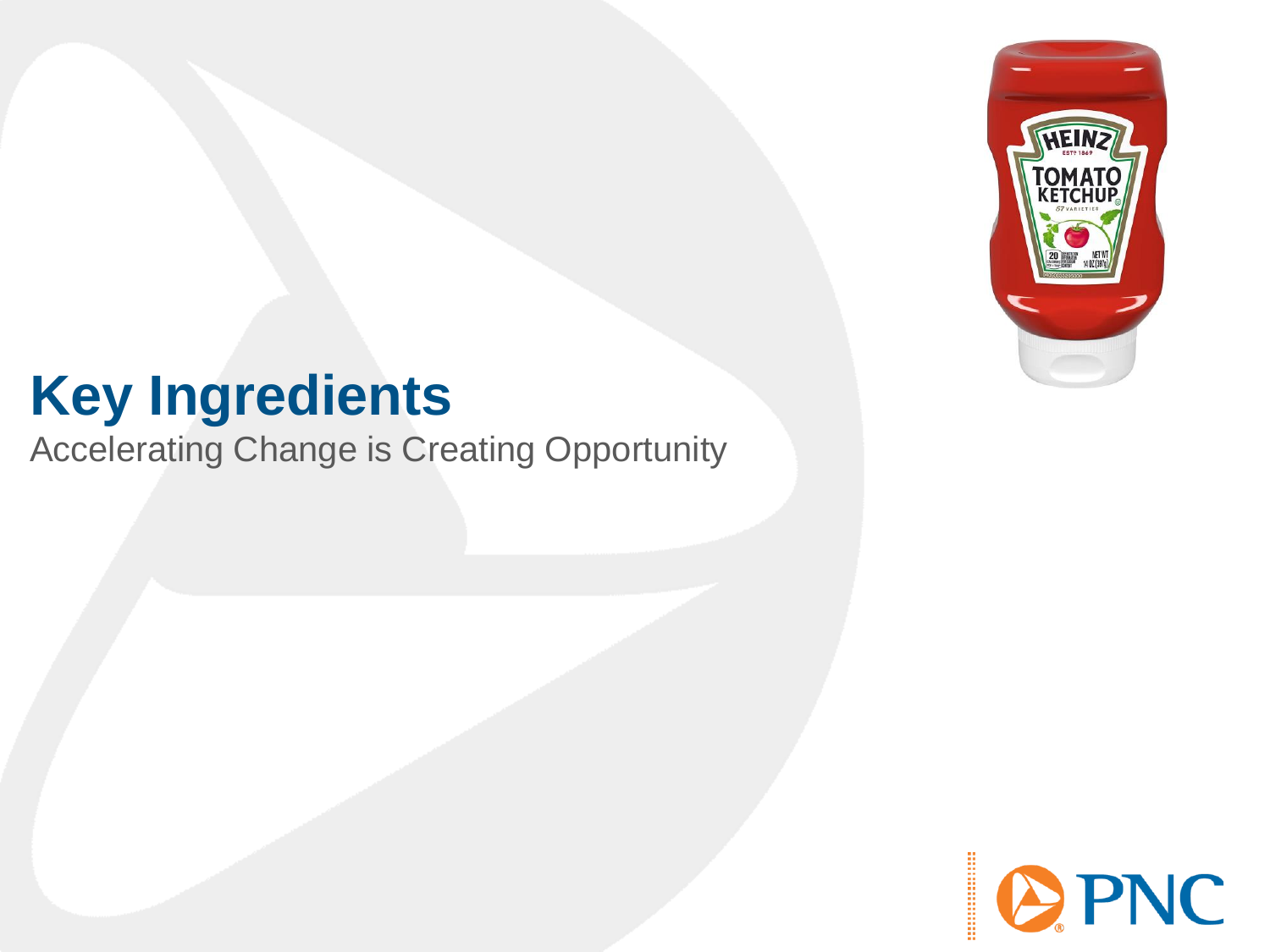# Key Ingredients

Accelerating Change is Creating Opportunity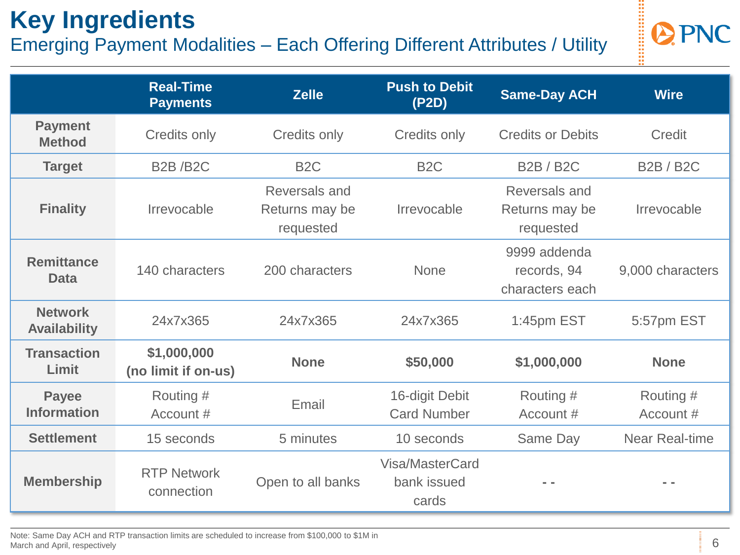# Key Ingredients

## Emerging Payment Modalities – Each Offering Different Attributes / Utility

| | Real-Time Payments | Zelle | Push to Debit (P2D) | Same-Day ACH | Wire |
|---|---|---|---|---|---|
| **Payment Method** | Credits only | Credits only | Credits only | Credits or Debits | Credit |
| **Target** | B2B /B2C | B2C | B2C | B2B / B2C | B2B / B2C |
| **Finality** | Irrevocable | Reversals and Returns may be requested | Irrevocable | Reversals and Returns may be requested | Irrevocable |
| **Remittance Data** | 140 characters | 200 characters | None | 9999 addenda records, 94 characters each | 9,000 characters |
| **Network Availability** | 24x7x365 | 24x7x365 | 24x7x365 | 1:45pm EST | 5:57pm EST |
| **Transaction Limit** | **$1,000,000 (no limit if on-us)** | **None** | **$50,000** | **$1,000,000** | **None** |
| **Payee Information** | Routing # Account # | Email | 16-digit Debit Card Number | Routing # Account # | Routing # Account # |
| **Settlement** | 15 seconds | 5 minutes | 10 seconds | Same Day | Near Real-time |
| **Membership** | RTP Network connection | Open to all banks | Visa/MasterCard bank issued cards | - - | - - |

Note: Same Day ACH and RTP transaction limits are scheduled to increase from $100,000 to $1M in March and April, respectively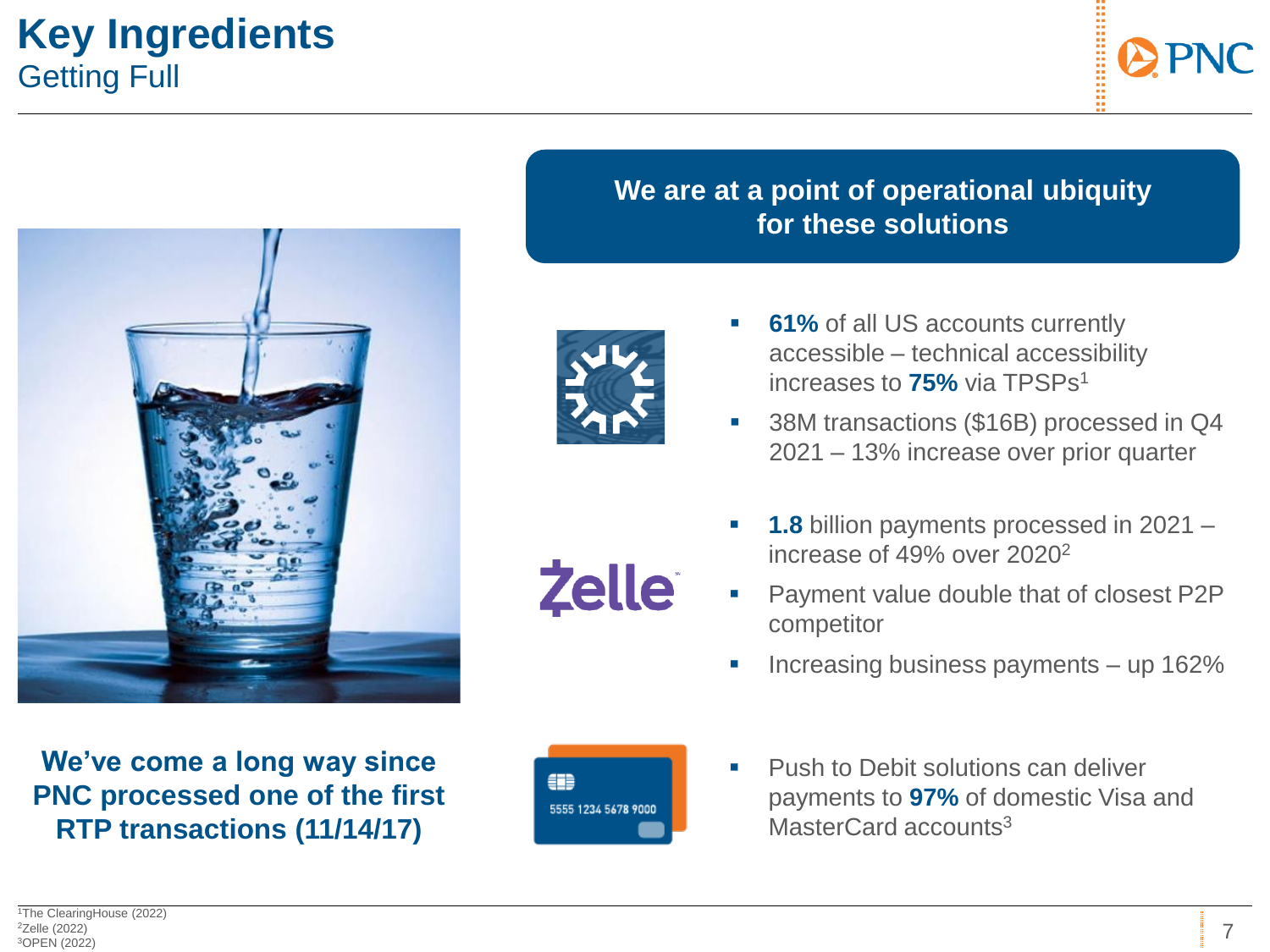# Key Ingredients

## Getting Full

**We are at a point of operational ubiquity for these solutions**

- **61%** of all US accounts currently accessible – technical accessibility increases to **75%** via TPSPs[1]
- 38M transactions ($16B) processed in Q4 2021 – 13% increase over prior quarter

Zelle

- **1.8** billion payments processed in 2021 – increase of 49% over 2020[2]
- Payment value double that of closest P2P competitor
- Increasing business payments – up 162%

- Push to Debit solutions can deliver payments to **97%** of domestic Visa and MasterCard accounts[3]

**We've come a long way since PNC processed one of the first RTP transactions (11/14/17)**

[1]The ClearingHouse (2022)
[2]Zelle (2022)
[3]OPEN (2022)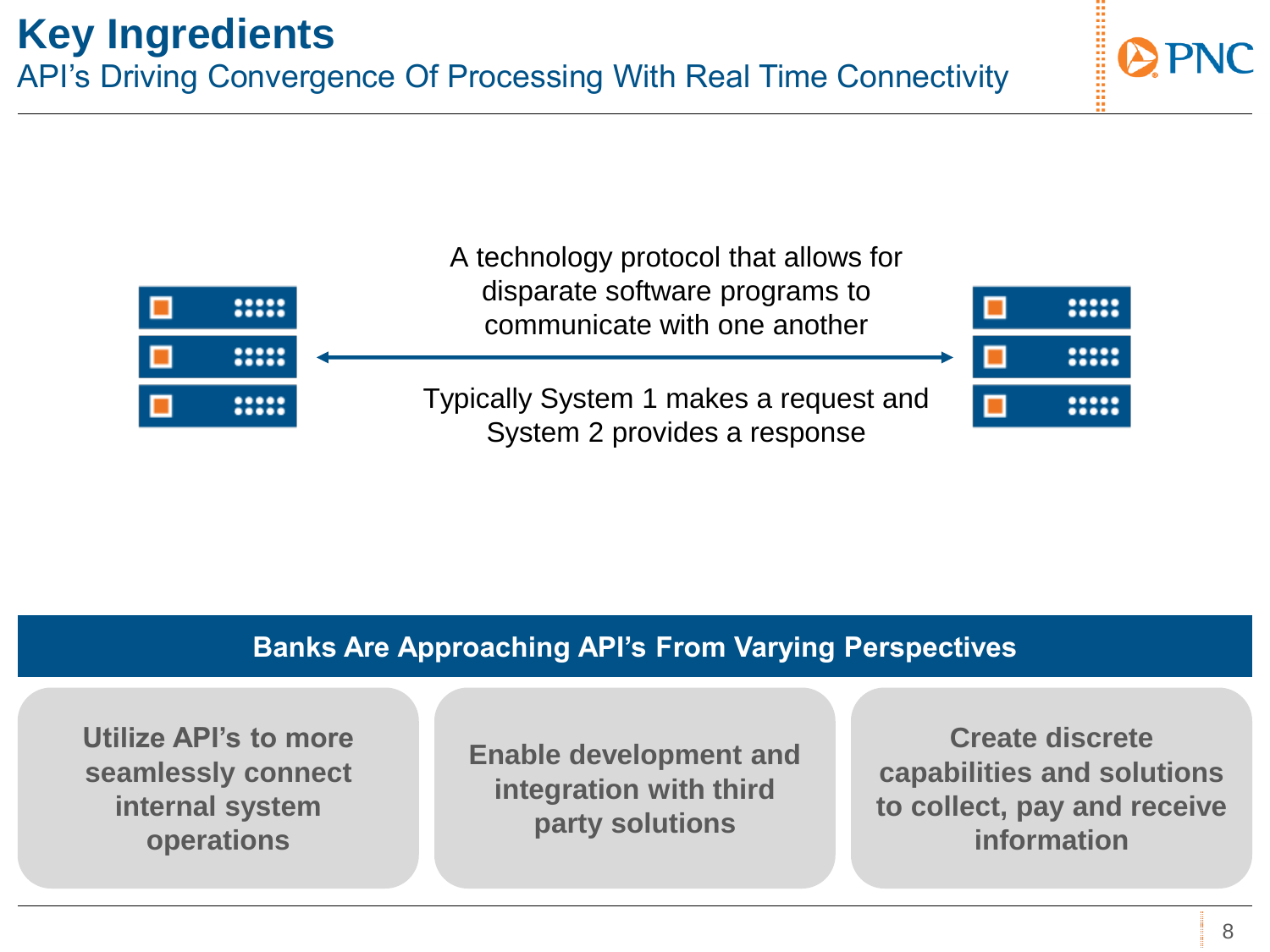# Key Ingredients

## API's Driving Convergence Of Processing With Real Time Connectivity

A technology protocol that allows for disparate software programs to communicate with one another

Typically System 1 makes a request and System 2 provides a response

### Banks Are Approaching API's From Varying Perspectives

- **Utilize API's to more seamlessly connect internal system operations**
- **Enable development and integration with third party solutions**
- **Create discrete capabilities and solutions to collect, pay and receive information**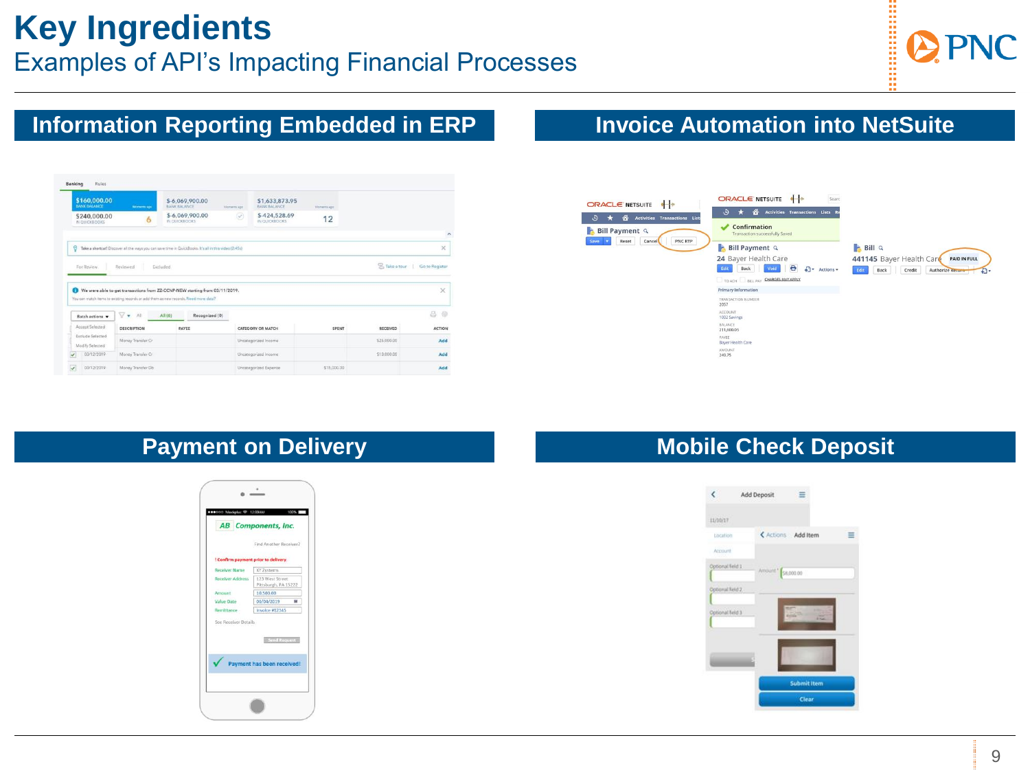# Key Ingredients

## Examples of API's Impacting Financial Processes

### Information Reporting Embedded in ERP

### Invoice Automation into NetSuite

### Payment on Delivery

### Mobile Check Deposit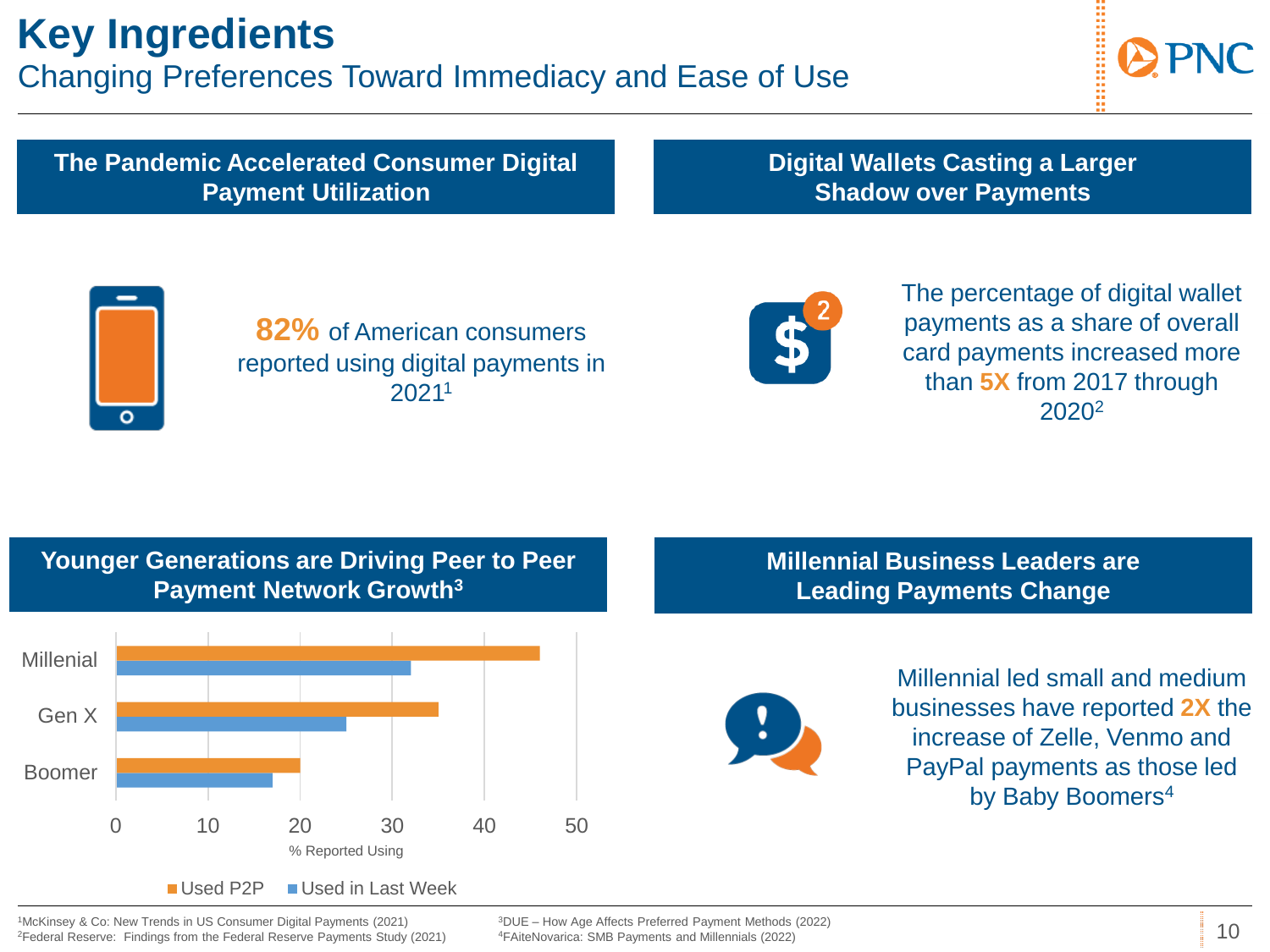# Key Ingredients

## Changing Preferences Toward Immediacy and Ease of Use

### The Pandemic Accelerated Consumer Digital Payment Utilization

**82%** of American consumers reported using digital payments in 2021[1]

### Digital Wallets Casting a Larger Shadow over Payments

The percentage of digital wallet payments as a share of overall card payments increased more than **5X** from 2017 through 2020[2]

### Younger Generations are Driving Peer to Peer Payment Network Growth[3]

| | Used P2P | Used in Last Week |
|---|---|---|
| Millenial | 46 | 32 |
| Gen X | 35 | 25 |
| Boomer | 20 | 17 |

% Reported Using

### Millennial Business Leaders are Leading Payments Change

Millennial led small and medium businesses have reported **2X** the increase of Zelle, Venmo and PayPal payments as those led by Baby Boomers[4]

[1]McKinsey & Co: New Trends in US Consumer Digital Payments (2021)
[2]Federal Reserve: Findings from the Federal Reserve Payments Study (2021)
[3]DUE – How Age Affects Preferred Payment Methods (2022)
[4]FAiteNovarica: SMB Payments and Millennials (2022)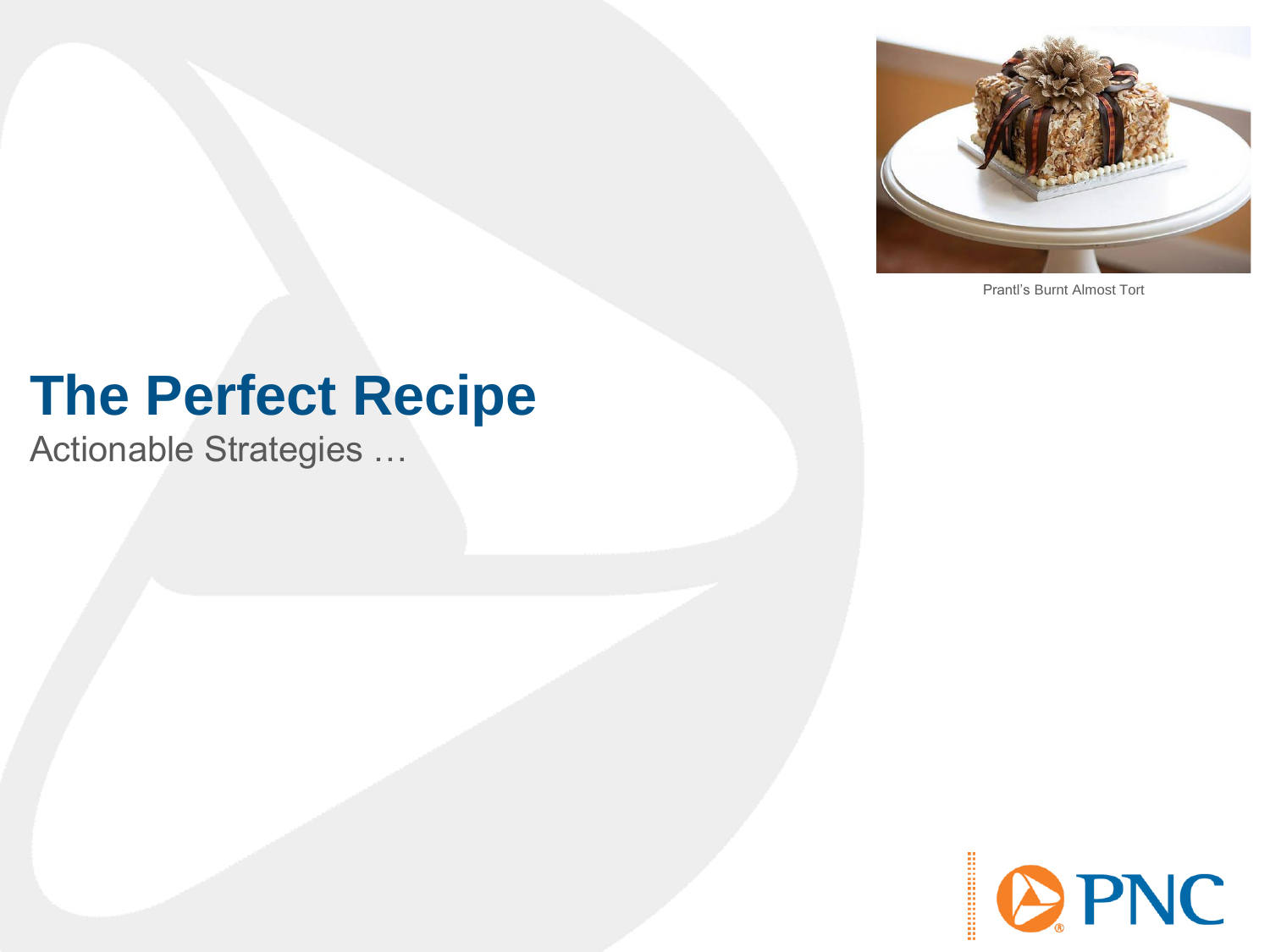Prantl's Burnt Almost Tort

# The Perfect Recipe

Actionable Strategies …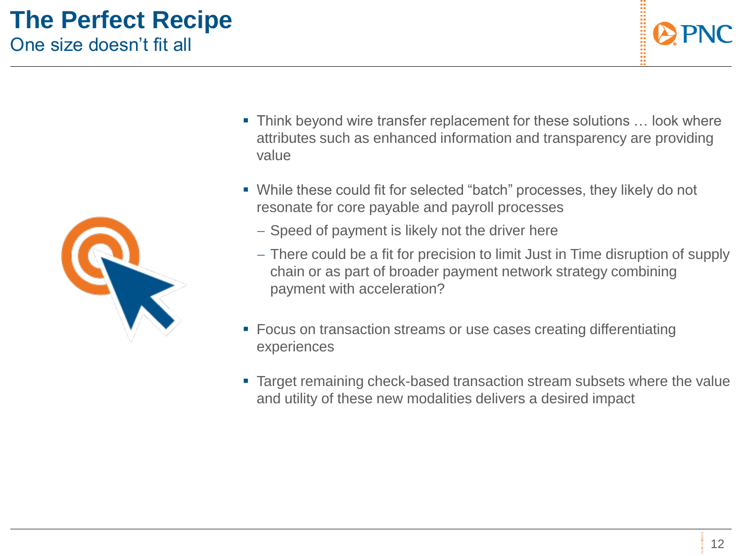# The Perfect Recipe

## One size doesn't fit all

- Think beyond wire transfer replacement for these solutions … look where attributes such as enhanced information and transparency are providing value
- While these could fit for selected "batch" processes, they likely do not resonate for core payable and payroll processes
  - Speed of payment is likely not the driver here
  - There could be a fit for precision to limit Just in Time disruption of supply chain or as part of broader payment network strategy combining payment with acceleration?
- Focus on transaction streams or use cases creating differentiating experiences
- Target remaining check-based transaction stream subsets where the value and utility of these new modalities delivers a desired impact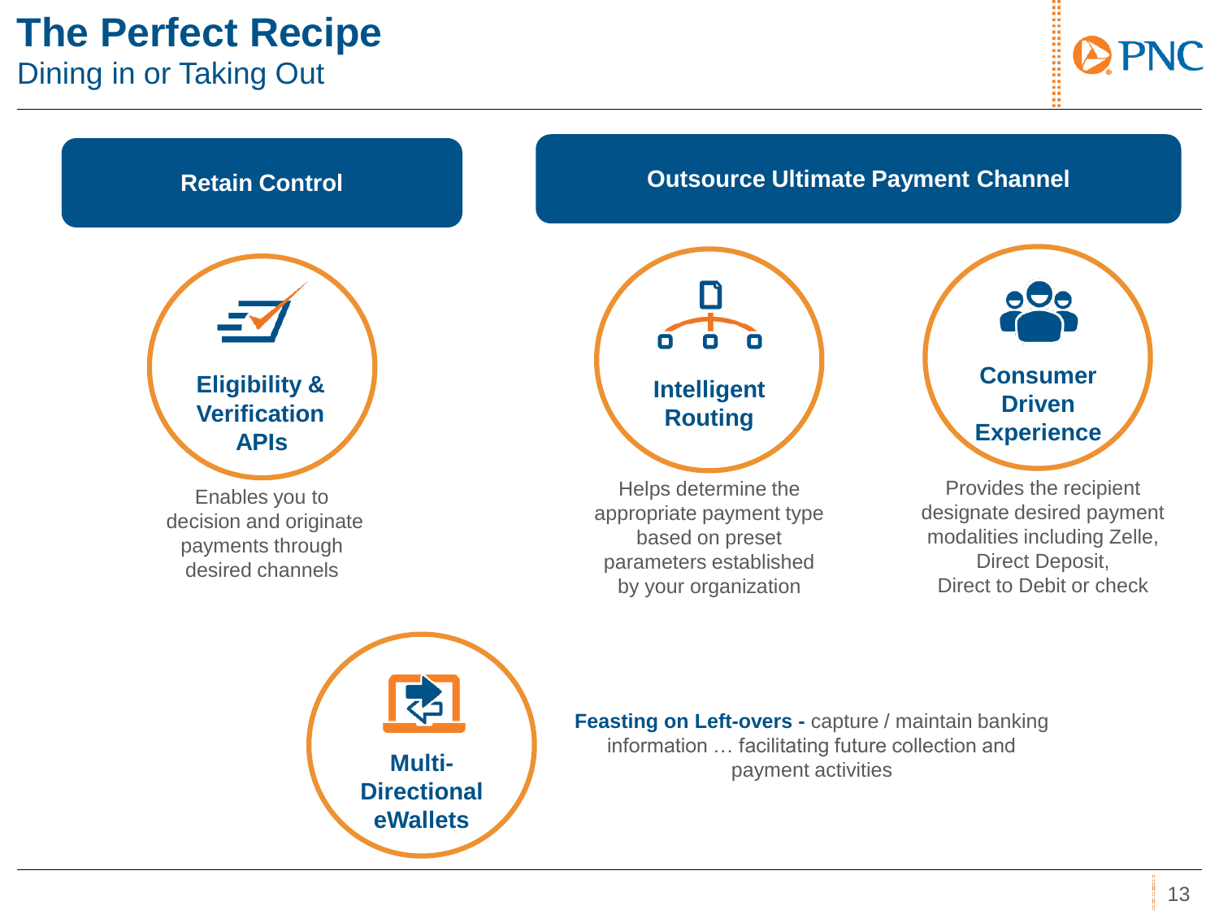# The Perfect Recipe

## Dining in or Taking Out

### Retain Control

**Eligibility & Verification APIs**

Enables you to decision and originate payments through desired channels

### Outsource Ultimate Payment Channel

**Intelligent Routing**

Helps determine the appropriate payment type based on preset parameters established by your organization

**Consumer Driven Experience**

Provides the recipient designate desired payment modalities including Zelle, Direct Deposit, Direct to Debit or check

**Multi-Directional eWallets**

**Feasting on Left-overs -** capture / maintain banking information … facilitating future collection and payment activities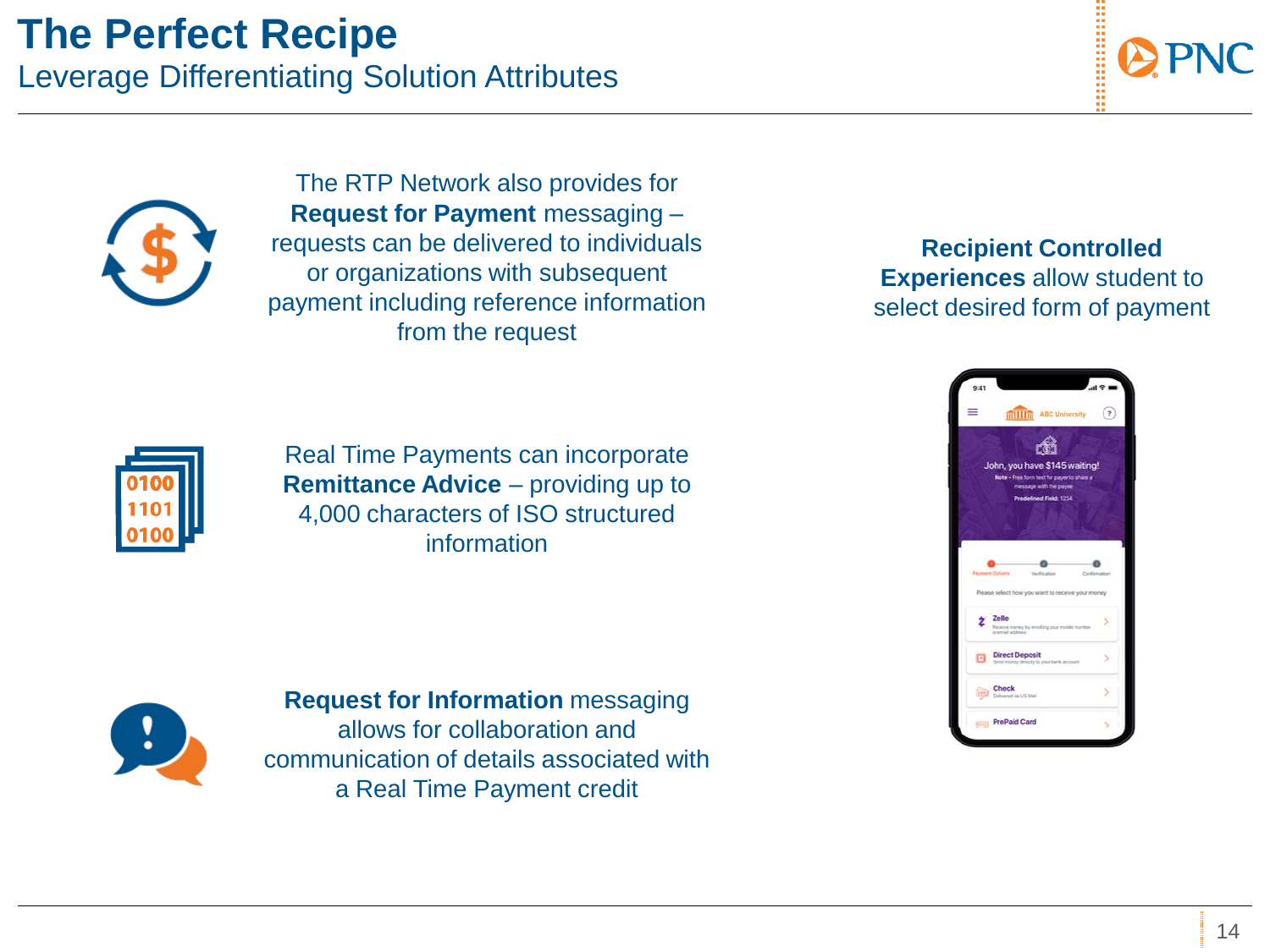# The Perfect Recipe

## Leverage Differentiating Solution Attributes

The RTP Network also provides for **Request for Payment** messaging – requests can be delivered to individuals or organizations with subsequent payment including reference information from the request

Real Time Payments can incorporate **Remittance Advice** – providing up to 4,000 characters of ISO structured information

**Request for Information** messaging allows for collaboration and communication of details associated with a Real Time Payment credit

**Recipient Controlled Experiences** allow student to select desired form of payment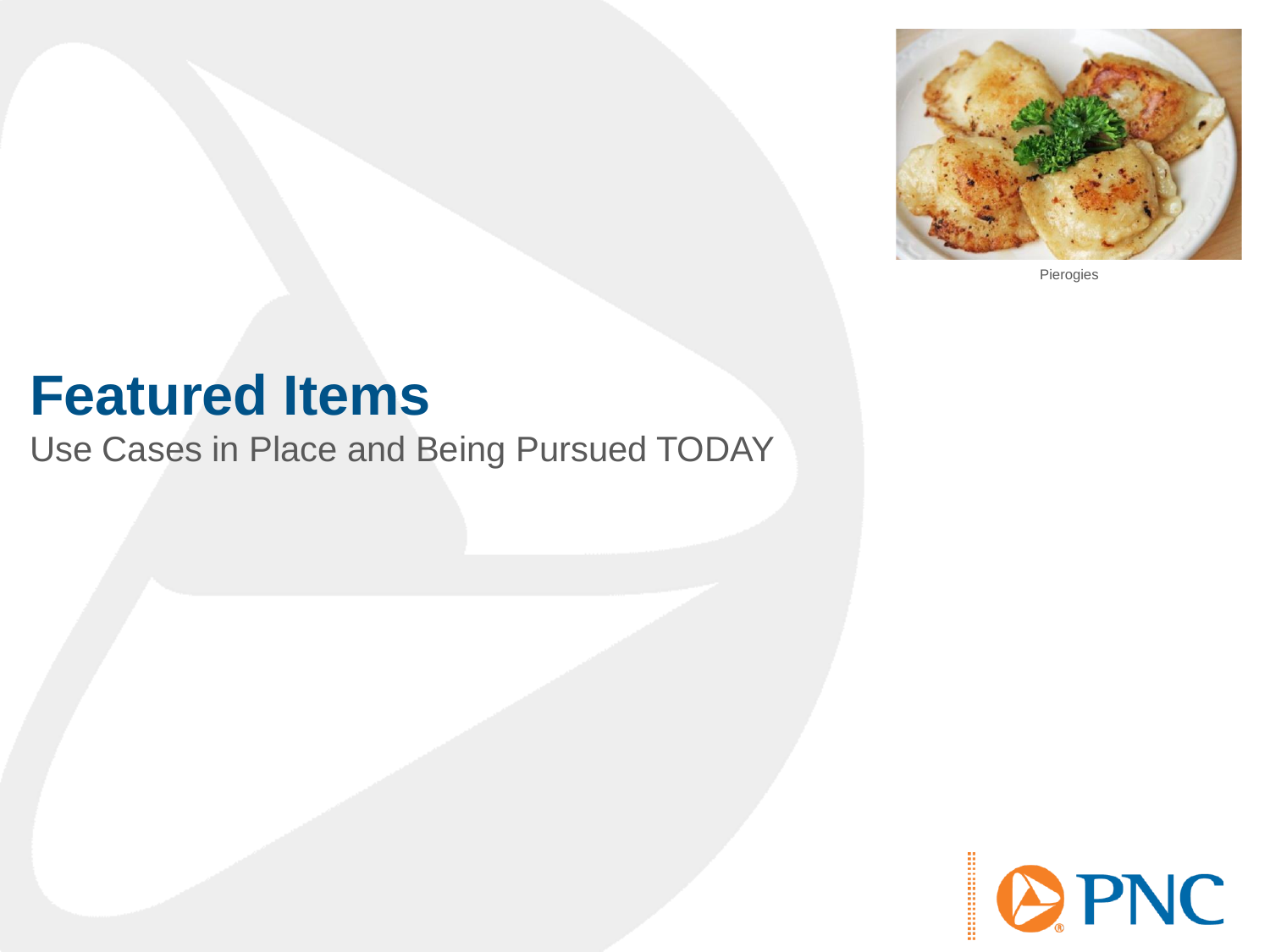Pierogies

# Featured Items

Use Cases in Place and Being Pursued TODAY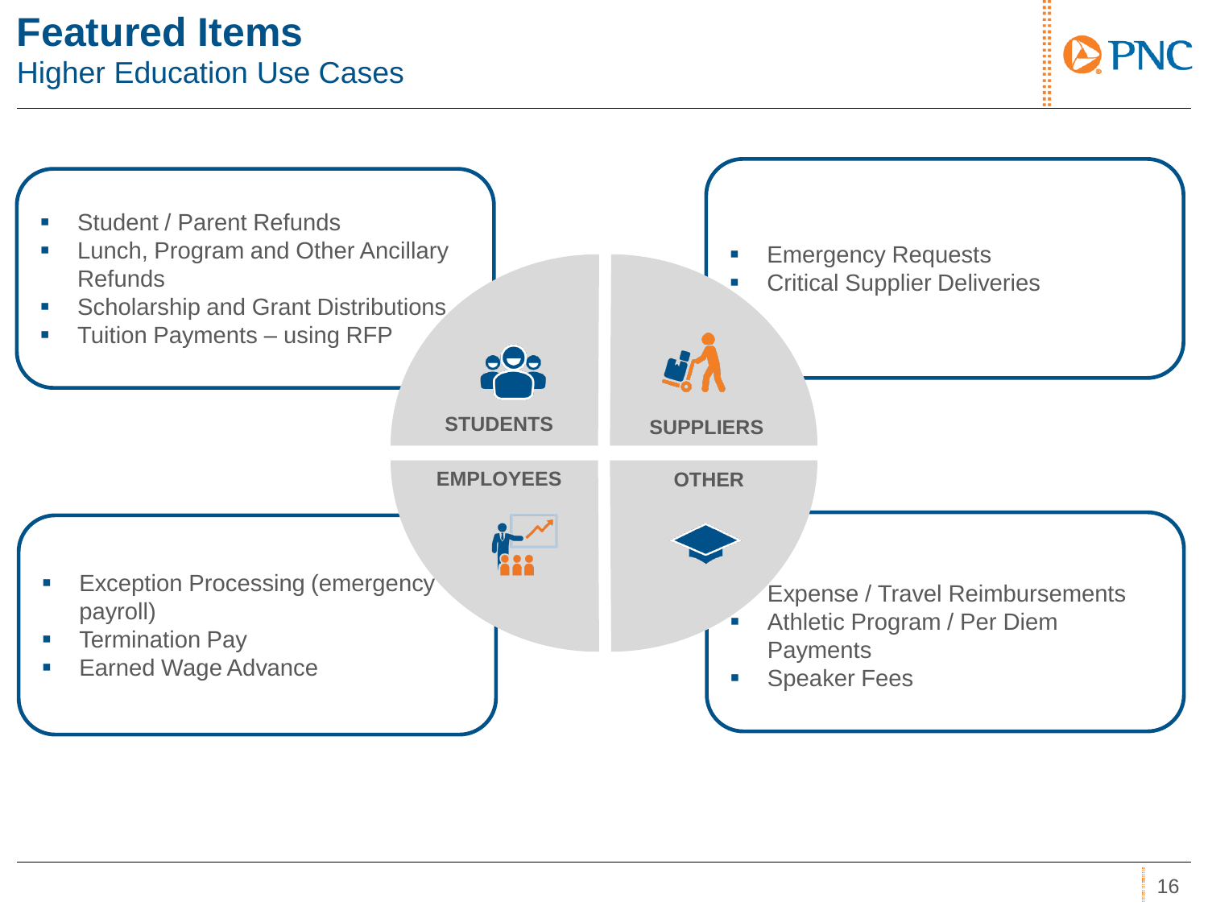# Featured Items

## Higher Education Use Cases

### STUDENTS

- Student / Parent Refunds
- Lunch, Program and Other Ancillary Refunds
- Scholarship and Grant Distributions
- Tuition Payments – using RFP

### SUPPLIERS

- Emergency Requests
- Critical Supplier Deliveries

### EMPLOYEES

- Exception Processing (emergency payroll)
- Termination Pay
- Earned Wage Advance

### OTHER

- Expense / Travel Reimbursements
- Athletic Program / Per Diem Payments
- Speaker Fees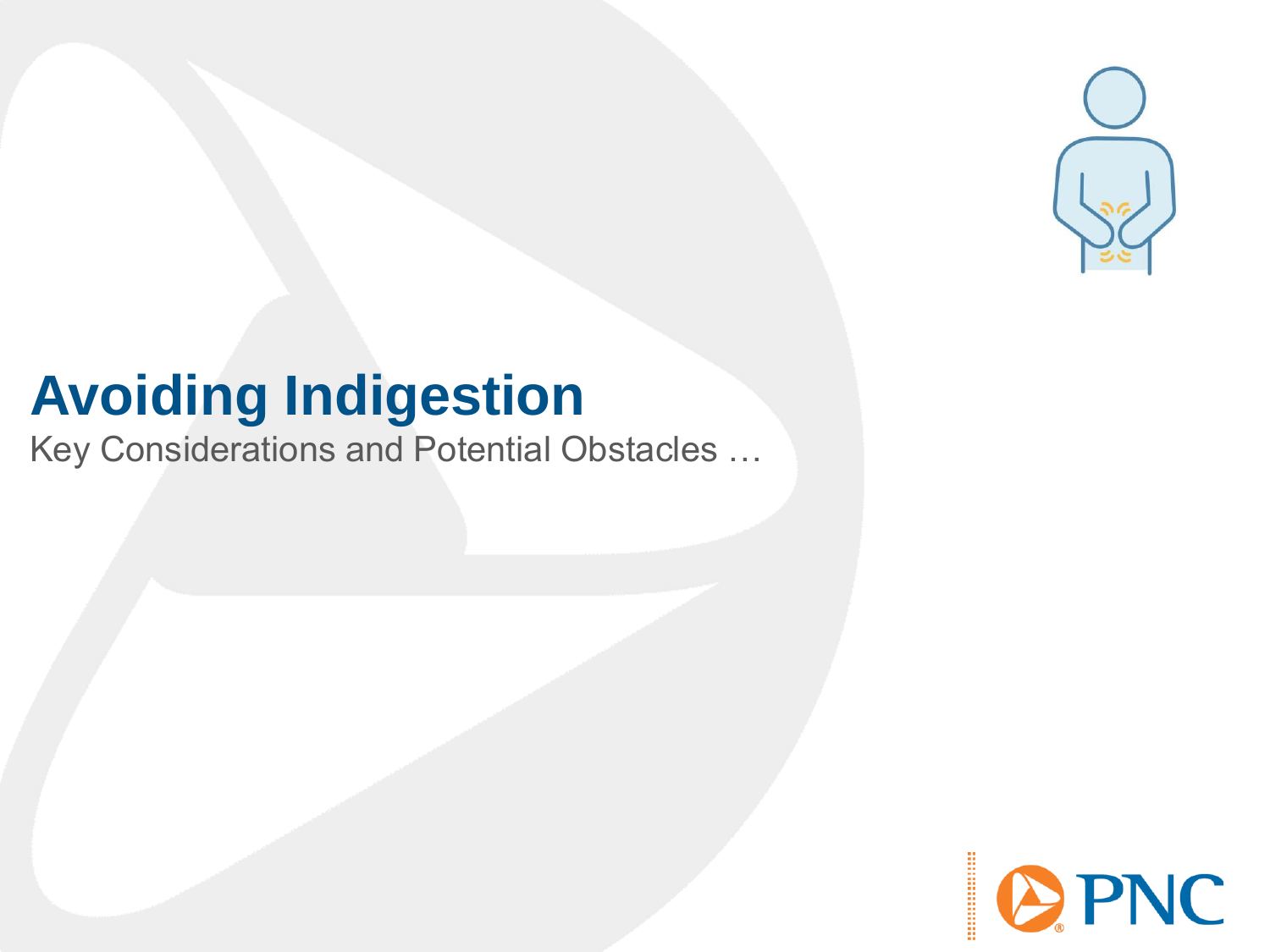# Avoiding Indigestion

Key Considerations and Potential Obstacles …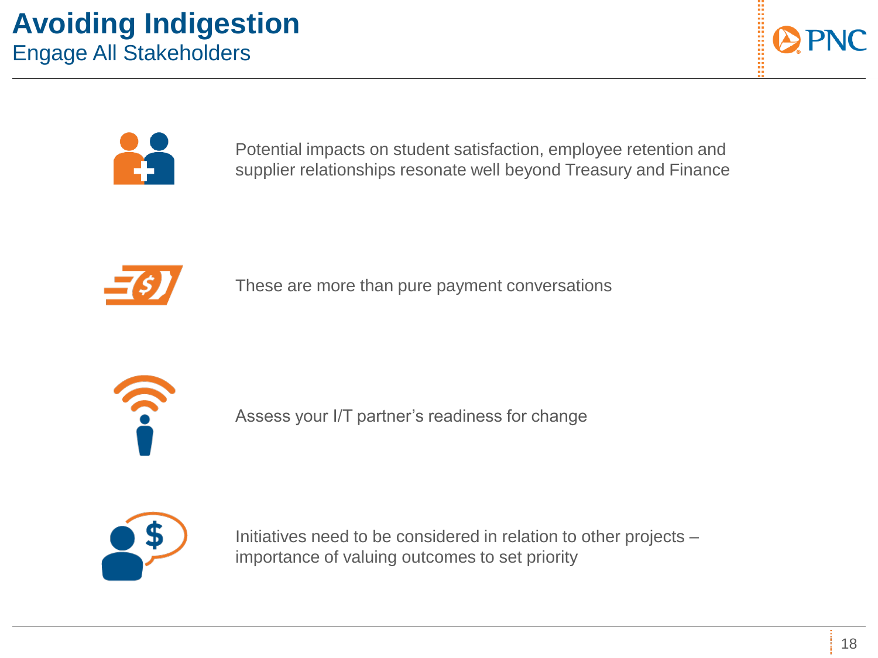# Avoiding Indigestion

## Engage All Stakeholders

- Potential impacts on student satisfaction, employee retention and supplier relationships resonate well beyond Treasury and Finance
- These are more than pure payment conversations
- Assess your I/T partner's readiness for change
- Initiatives need to be considered in relation to other projects – importance of valuing outcomes to set priority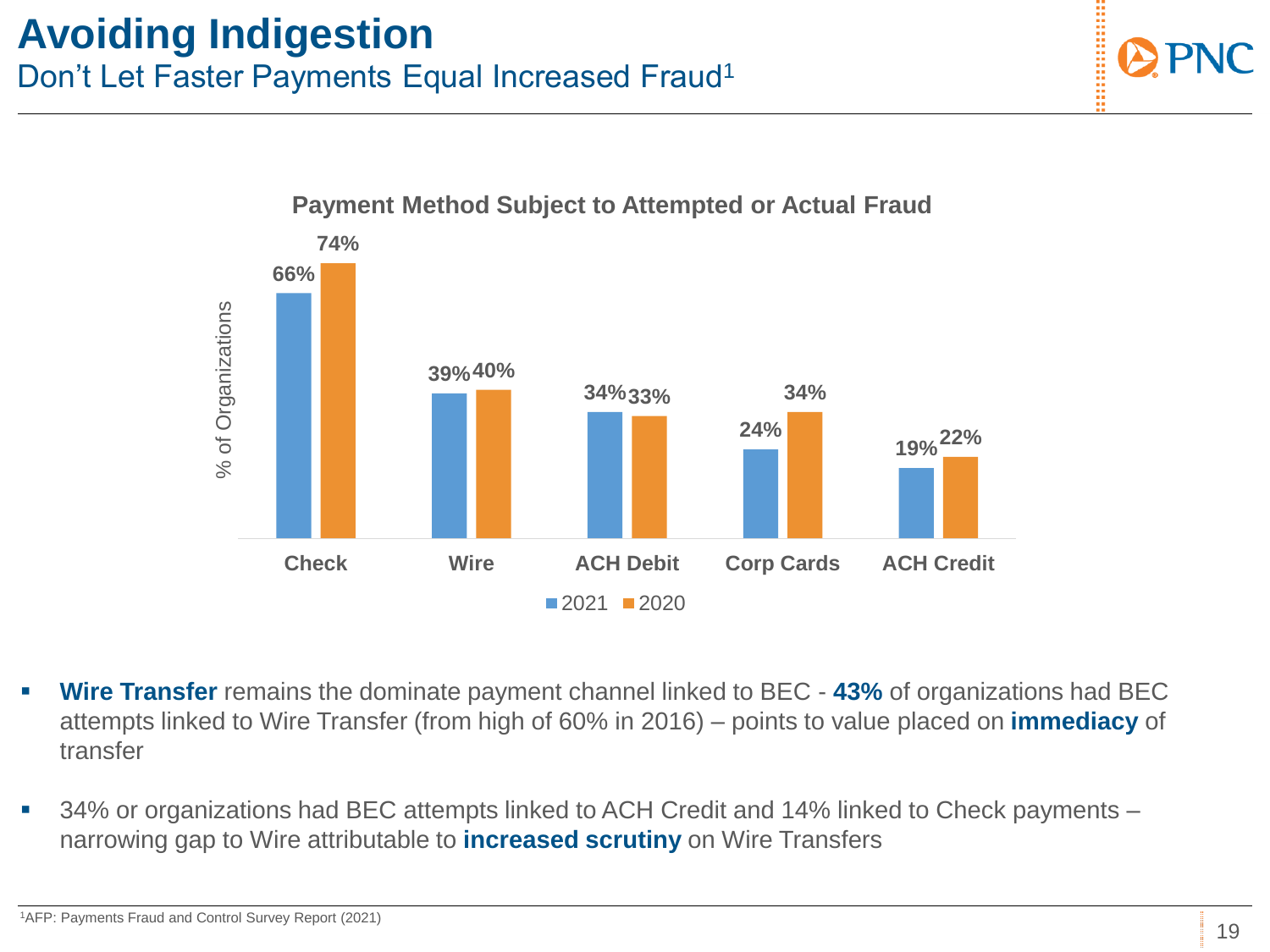# Avoiding Indigestion

## Don't Let Faster Payments Equal Increased Fraud[1]

**Payment Method Subject to Attempted or Actual Fraud**

| Payment Method | 2021 | 2020 |
| --- | --- | --- |
| Check | 66% | 74% |
| Wire | 39% | 40% |
| ACH Debit | 34% | 33% |
| Corp Cards | 24% | 34% |
| ACH Credit | 19% | 22% |

- **Wire Transfer** remains the dominate payment channel linked to BEC - **43%** of organizations had BEC attempts linked to Wire Transfer (from high of 60% in 2016) – points to value placed on **immediacy** of transfer
- 34% or organizations had BEC attempts linked to ACH Credit and 14% linked to Check payments – narrowing gap to Wire attributable to **increased scrutiny** on Wire Transfers

[1]AFP: Payments Fraud and Control Survey Report (2021)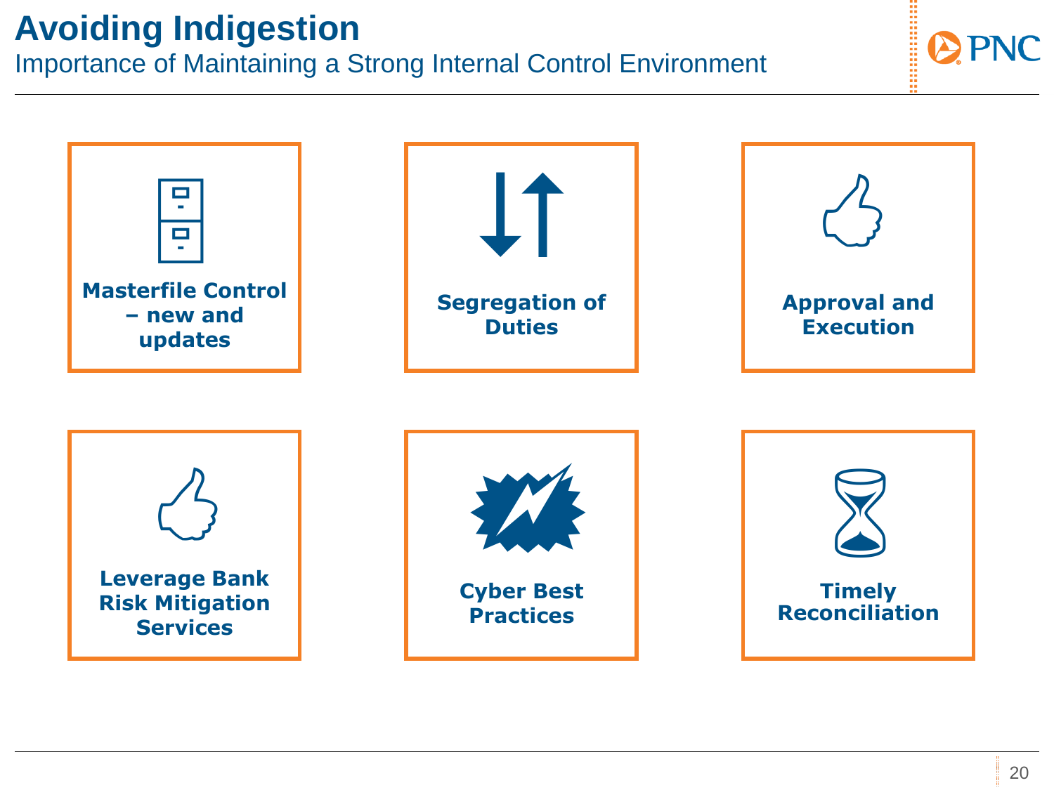# Avoiding Indigestion

## Importance of Maintaining a Strong Internal Control Environment

- **Masterfile Control – new and updates**
- **Segregation of Duties**
- **Approval and Execution**
- **Leverage Bank Risk Mitigation Services**
- **Cyber Best Practices**
- **Timely Reconciliation**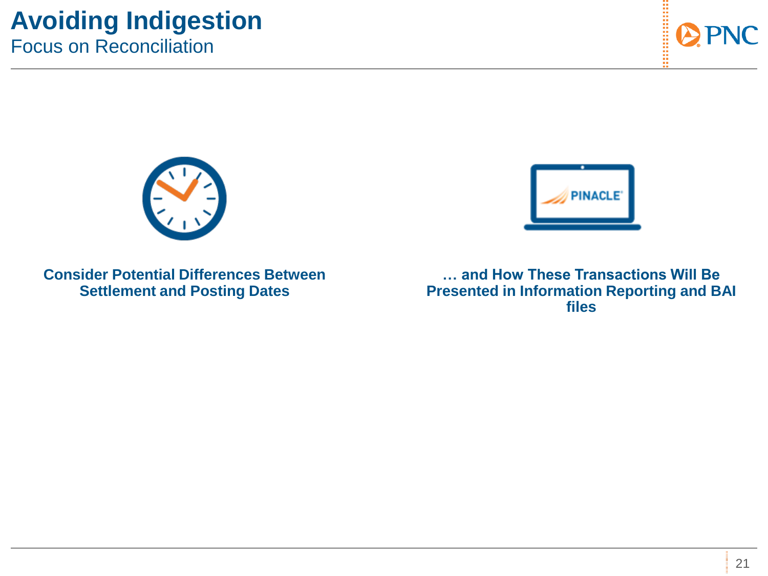# Avoiding Indigestion

## Focus on Reconciliation

**Consider Potential Differences Between Settlement and Posting Dates**

**… and How These Transactions Will Be Presented in Information Reporting and BAI files**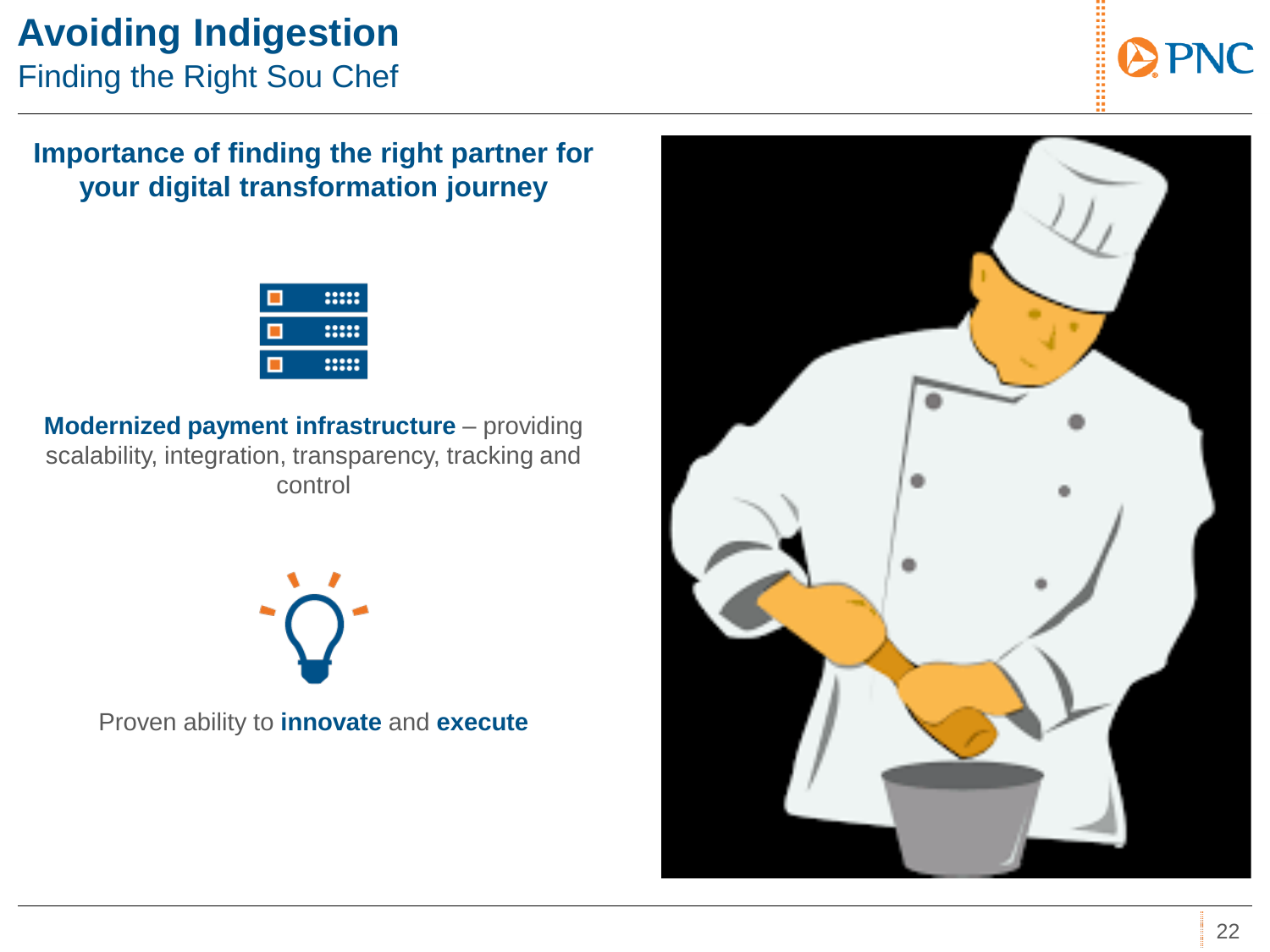# Avoiding Indigestion

## Finding the Right Sou Chef

### Importance of finding the right partner for your digital transformation journey

**Modernized payment infrastructure** – providing scalability, integration, transparency, tracking and control

Proven ability to **innovate** and **execute**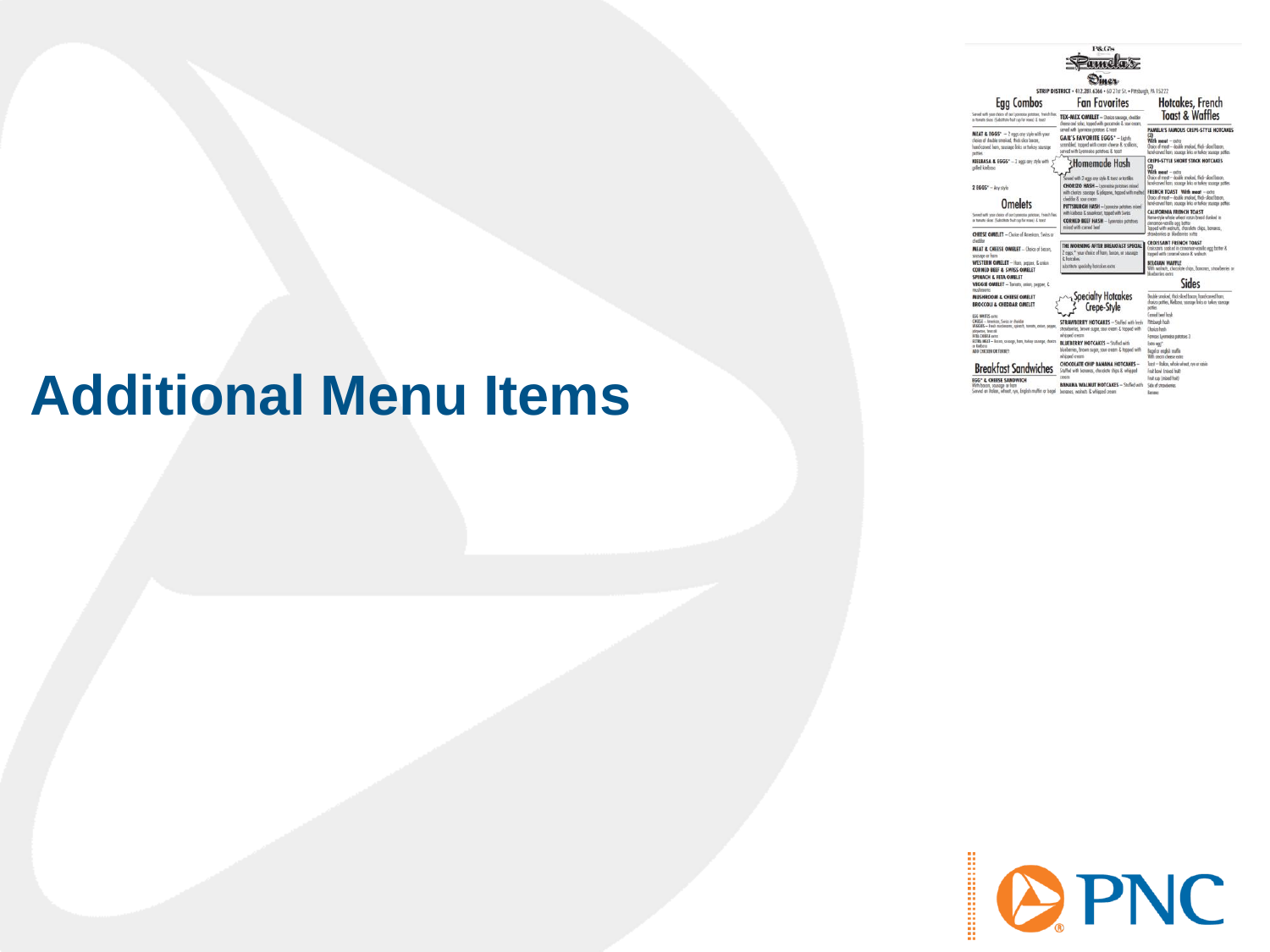# Additional Menu Items

P&G's Pamela's Diner

STRIP DISTRICT • 412.281.6366 • 60 21st St. • Pittsburgh, PA 15222

## Egg Combos

- MEAT & EGGS*
- KIELBASA & EGGS*
- 2 EGGS*

## Omelets

- CHEESE OMELET
- MEAT & CHEESE OMELET
- WESTERN OMELET
- CORNED BEEF & SWISS OMELET
- SPINACH & FETA OMELET
- VEGGIE OMELET
- MUSHROOM & CHEESE OMELET
- BROCCOLI & CHEDDAR OMELET

## Breakfast Sandwiches

- EGG & CHEESE SANDWICH

## Fan Favorites

- TEX-MEX OMELET
- GAB'S FAVORITE EGGS*

## Homemade Hash

- CHORIZO HASH
- PITTSBURGH HASH
- CORNED BEEF HASH

THE MORNING AFTER BREAKFAST SPECIAL

## Specialty Hotcakes Crepe-Style

- STRAWBERRY HOTCAKES
- BLUEBERRY HOTCAKES
- CHOCOLATE CHIP BANANA HOTCAKES
- BANANA WALNUT HOTCAKES

## Hotcakes, French Toast & Waffles

- PAMELA'S FAMOUS CREPE-STYLE HOTCAKES
- CREPE-STYLE SHORT STACK HOTCAKES
- FRENCH TOAST
- CALIFORNIA FRENCH TOAST
- CROISSANT FRENCH TOAST
- BELGIAN WAFFLE

## Sides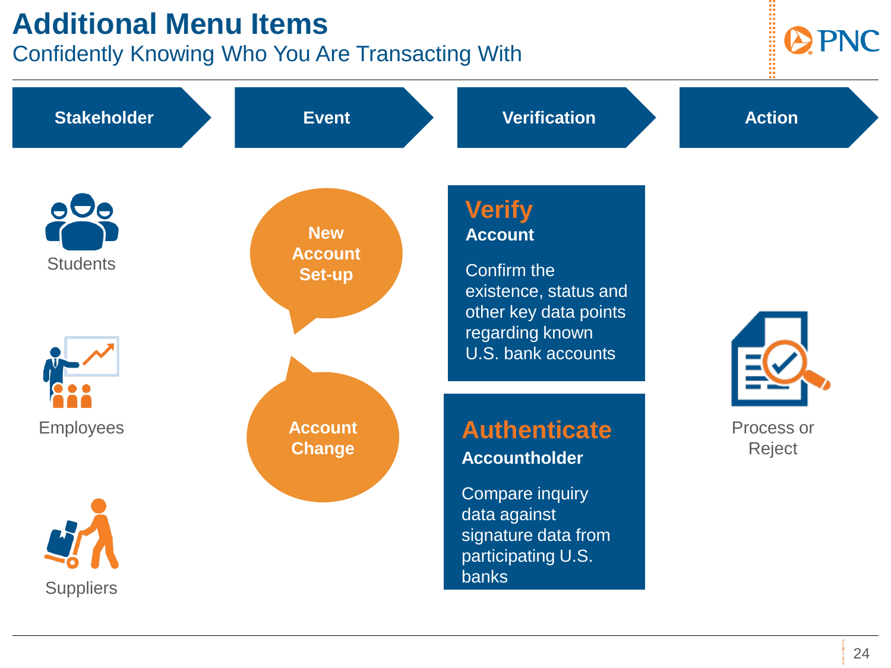# Additional Menu Items

## Confidently Knowing Who You Are Transacting With

**Stakeholder** → **Event** → **Verification** → **Action**

**Stakeholder**

- Students
- Employees
- Suppliers

**Event**

- New Account Set-up
- Account Change

**Verification**

### Verify
**Account**

Confirm the existence, status and other key data points regarding known U.S. bank accounts

### Authenticate
**Accountholder**

Compare inquiry data against signature data from participating U.S. banks

**Action**

Process or Reject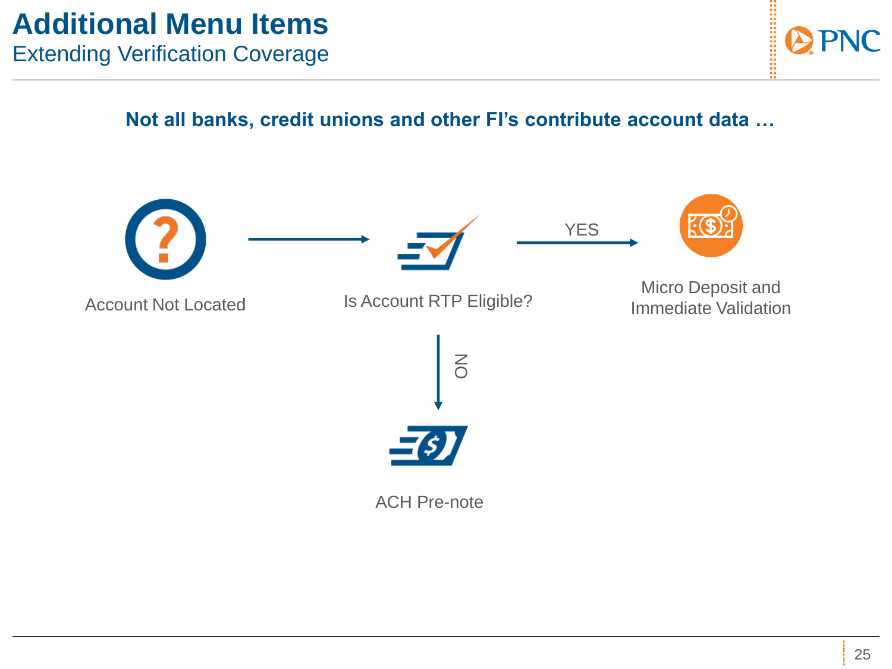# Additional Menu Items

## Extending Verification Coverage

**Not all banks, credit unions and other FI's contribute account data …**

Account Not Located → Is Account RTP Eligible?

- YES → Micro Deposit and Immediate Validation
- NO → ACH Pre-note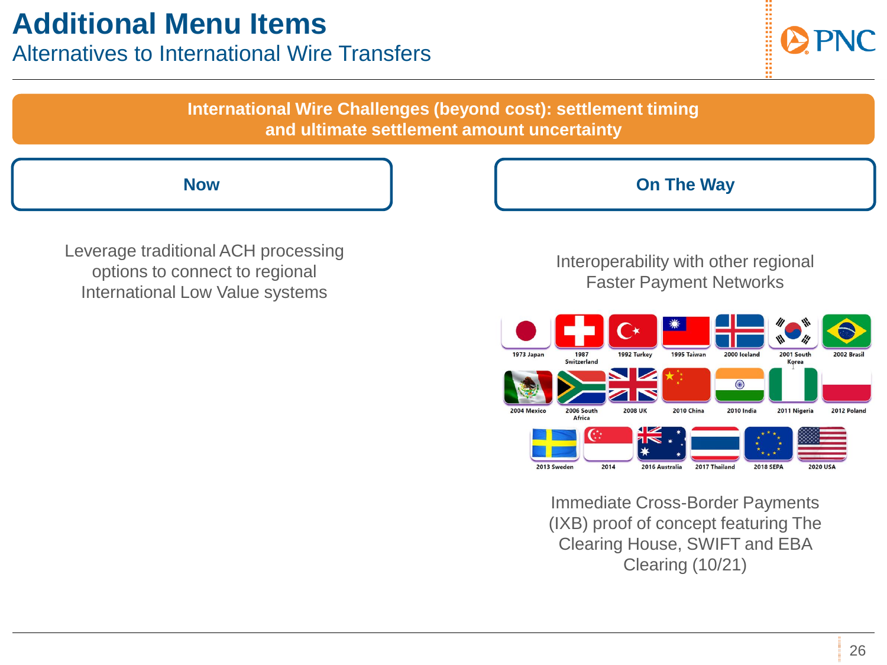# Additional Menu Items

## Alternatives to International Wire Transfers

**International Wire Challenges (beyond cost): settlement timing and ultimate settlement amount uncertainty**

### Now

Leverage traditional ACH processing options to connect to regional International Low Value systems

### On The Way

Interoperability with other regional Faster Payment Networks

1973 Japan, 1987 Switzerland, 1992 Turkey, 1995 Taiwan, 2000 Iceland, 2001 South Korea, 2002 Brasil, 2004 Mexico, 2006 South Africa, 2008 UK, 2010 China, 2010 India, 2011 Nigeria, 2012 Poland, 2013 Sweden, 2014, 2016 Australia, 2017 Thailand, 2018 SEPA, 2020 USA

Immediate Cross-Border Payments (IXB) proof of concept featuring The Clearing House, SWIFT and EBA Clearing (10/21)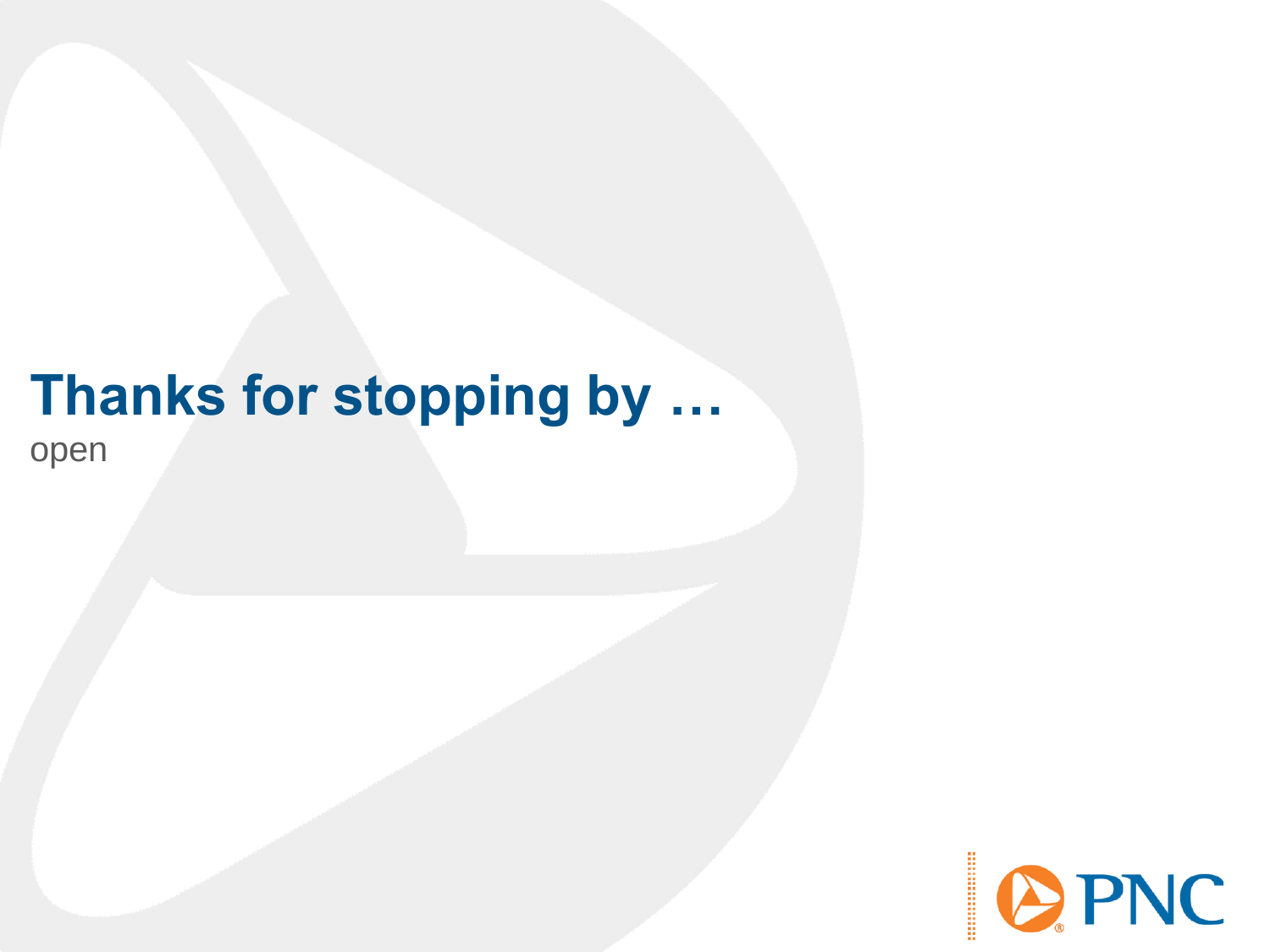# Thanks for stopping by …

open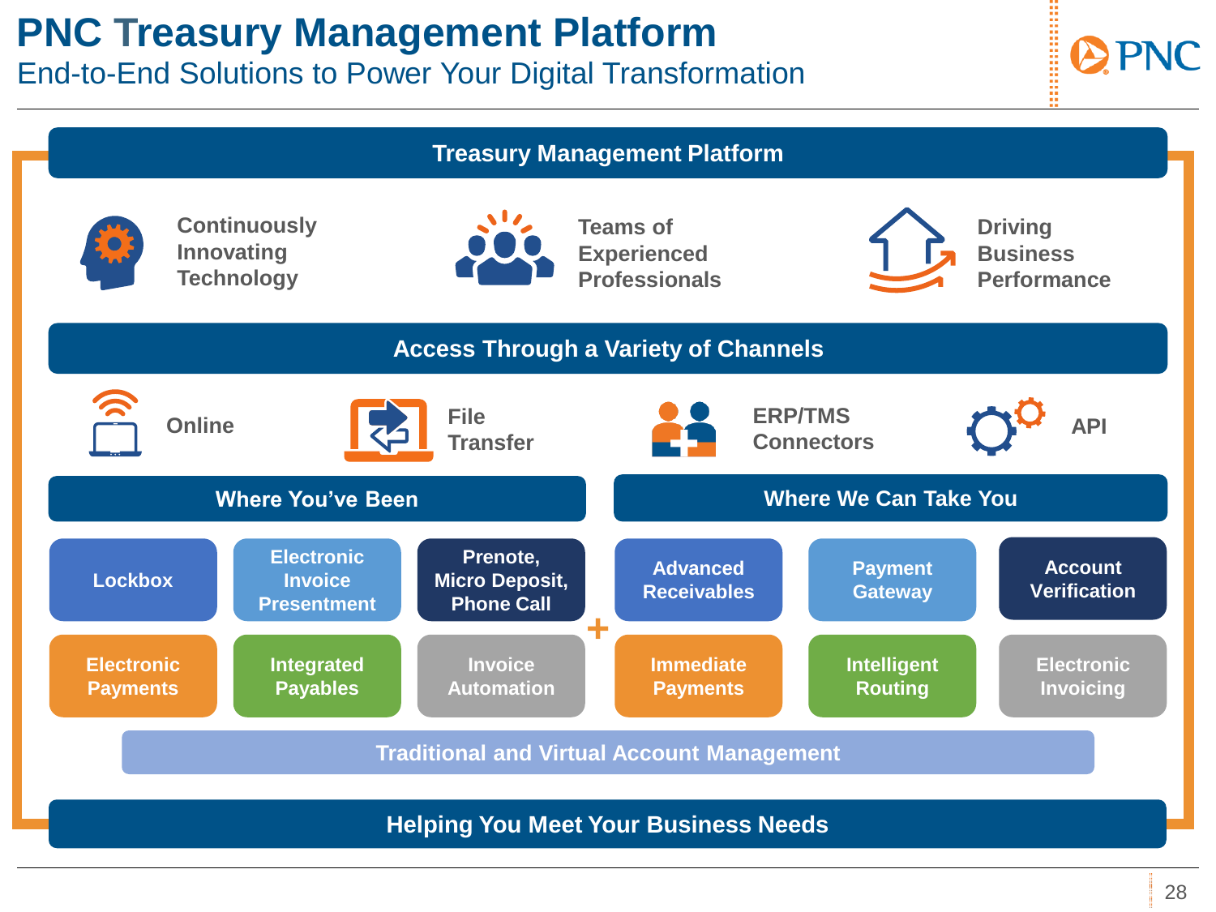# PNC Treasury Management Platform

## End-to-End Solutions to Power Your Digital Transformation

### Treasury Management Platform

- Continuously Innovating Technology
- Teams of Experienced Professionals
- Driving Business Performance

### Access Through a Variety of Channels

- Online
- File Transfer
- ERP/TMS Connectors
- API

| Where You've Been | | | | Where We Can Take You | | |
|---|---|---|---|---|---|---|
| Lockbox | Electronic Invoice Presentment | Prenote, Micro Deposit, Phone Call | + | Advanced Receivables | Payment Gateway | Account Verification |
| Electronic Payments | Integrated Payables | Invoice Automation | | Immediate Payments | Intelligent Routing | Electronic Invoicing |

Traditional and Virtual Account Management

### Helping You Meet Your Business Needs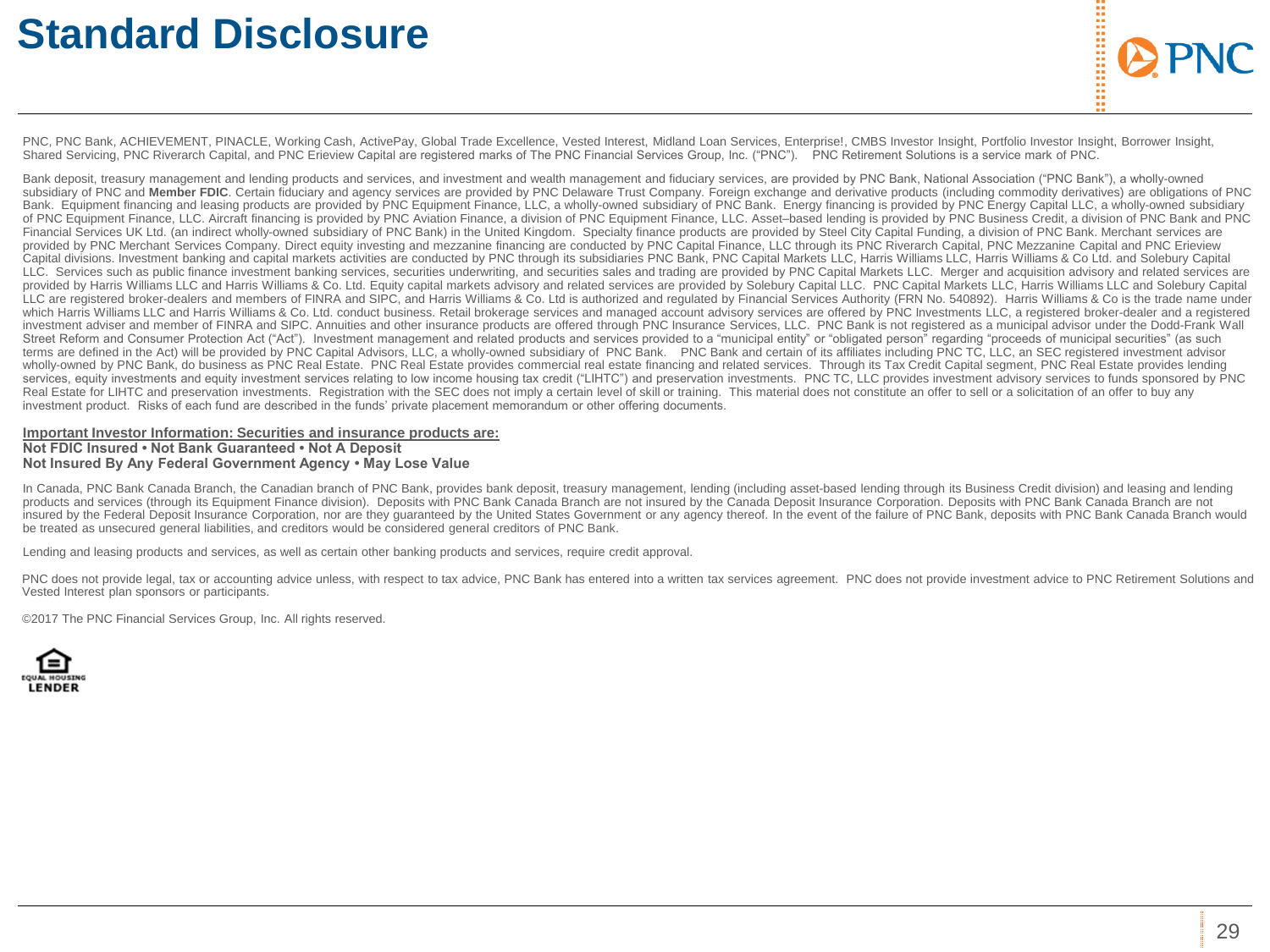# Standard Disclosure

PNC, PNC Bank, ACHIEVEMENT, PINACLE, Working Cash, ActivePay, Global Trade Excellence, Vested Interest, Midland Loan Services, Enterprise!, CMBS Investor Insight, Portfolio Investor Insight, Borrower Insight, Shared Servicing, PNC Riverarch Capital, and PNC Erieview Capital are registered marks of The PNC Financial Services Group, Inc. ("PNC"). PNC Retirement Solutions is a service mark of PNC.

Bank deposit, treasury management and lending products and services, and investment and wealth management and fiduciary services, are provided by PNC Bank, National Association ("PNC Bank"), a wholly-owned subsidiary of PNC and **Member FDIC**. Certain fiduciary and agency services are provided by PNC Delaware Trust Company. Foreign exchange and derivative products (including commodity derivatives) are obligations of PNC Bank. Equipment financing and leasing products are provided by PNC Equipment Finance, LLC, a wholly-owned subsidiary of PNC Bank. Energy financing is provided by PNC Energy Capital LLC, a wholly-owned subsidiary of PNC Equipment Finance, LLC. Aircraft financing is provided by PNC Aviation Finance, a division of PNC Equipment Finance, LLC. Asset–based lending is provided by PNC Business Credit, a division of PNC Bank and PNC Financial Services UK Ltd. (an indirect wholly-owned subsidiary of PNC Bank) in the United Kingdom. Specialty finance products are provided by Steel City Capital Funding, a division of PNC Bank. Merchant services are provided by PNC Merchant Services Company. Direct equity investing and mezzanine financing are conducted by PNC Capital Finance, LLC through its PNC Riverarch Capital, PNC Mezzanine Capital and PNC Erieview Capital divisions. Investment banking and capital markets activities are conducted by PNC through its subsidiaries PNC Bank, PNC Capital Markets LLC, Harris Williams LLC, Harris Williams & Co Ltd. and Solebury Capital LLC. Services such as public finance investment banking services, securities underwriting, and securities sales and trading are provided by PNC Capital Markets LLC. Merger and acquisition advisory and related services are provided by Harris Williams LLC and Harris Williams & Co. Ltd. Equity capital markets advisory and related services are provided by Solebury Capital LLC. PNC Capital Markets LLC, Harris Williams LLC and Solebury Capital LLC are registered broker-dealers and members of FINRA and SIPC, and Harris Williams & Co. Ltd is authorized and regulated by Financial Services Authority (FRN No. 540892). Harris Williams & Co is the trade name under which Harris Williams LLC and Harris Williams & Co. Ltd. conduct business. Retail brokerage services and managed account advisory services are offered by PNC Investments LLC, a registered broker-dealer and a registered investment adviser and member of FINRA and SIPC. Annuities and other insurance products are offered through PNC Insurance Services, LLC. PNC Bank is not registered as a municipal advisor under the Dodd-Frank Wall Street Reform and Consumer Protection Act ("Act"). Investment management and related products and services provided to a "municipal entity" or "obligated person" regarding "proceeds of municipal securities" (as such terms are defined in the Act) will be provided by PNC Capital Advisors, LLC, a wholly-owned subsidiary of PNC Bank. PNC Bank and certain of its affiliates including PNC TC, LLC, an SEC registered investment advisor wholly-owned by PNC Bank, do business as PNC Real Estate. PNC Real Estate provides commercial real estate financing and related services. Through its Tax Credit Capital segment, PNC Real Estate provides lending services, equity investments and equity investment services relating to low income housing tax credit ("LIHTC") and preservation investments. PNC TC, LLC provides investment advisory services to funds sponsored by PNC Real Estate for LIHTC and preservation investments. Registration with the SEC does not imply a certain level of skill or training. This material does not constitute an offer to sell or a solicitation of an offer to buy any investment product. Risks of each fund are described in the funds' private placement memorandum or other offering documents.

**Important Investor Information: Securities and insurance products are:**
**Not FDIC Insured • Not Bank Guaranteed • Not A Deposit**
**Not Insured By Any Federal Government Agency • May Lose Value**

In Canada, PNC Bank Canada Branch, the Canadian branch of PNC Bank, provides bank deposit, treasury management, lending (including asset-based lending through its Business Credit division) and leasing and lending products and services (through its Equipment Finance division). Deposits with PNC Bank Canada Branch are not insured by the Canada Deposit Insurance Corporation. Deposits with PNC Bank Canada Branch are not insured by the Federal Deposit Insurance Corporation, nor are they guaranteed by the United States Government or any agency thereof. In the event of the failure of PNC Bank, deposits with PNC Bank Canada Branch would be treated as unsecured general liabilities, and creditors would be considered general creditors of PNC Bank.

Lending and leasing products and services, as well as certain other banking products and services, require credit approval.

PNC does not provide legal, tax or accounting advice unless, with respect to tax advice, PNC Bank has entered into a written tax services agreement. PNC does not provide investment advice to PNC Retirement Solutions and Vested Interest plan sponsors or participants.

©2017 The PNC Financial Services Group, Inc. All rights reserved.

EQUAL HOUSING LENDER